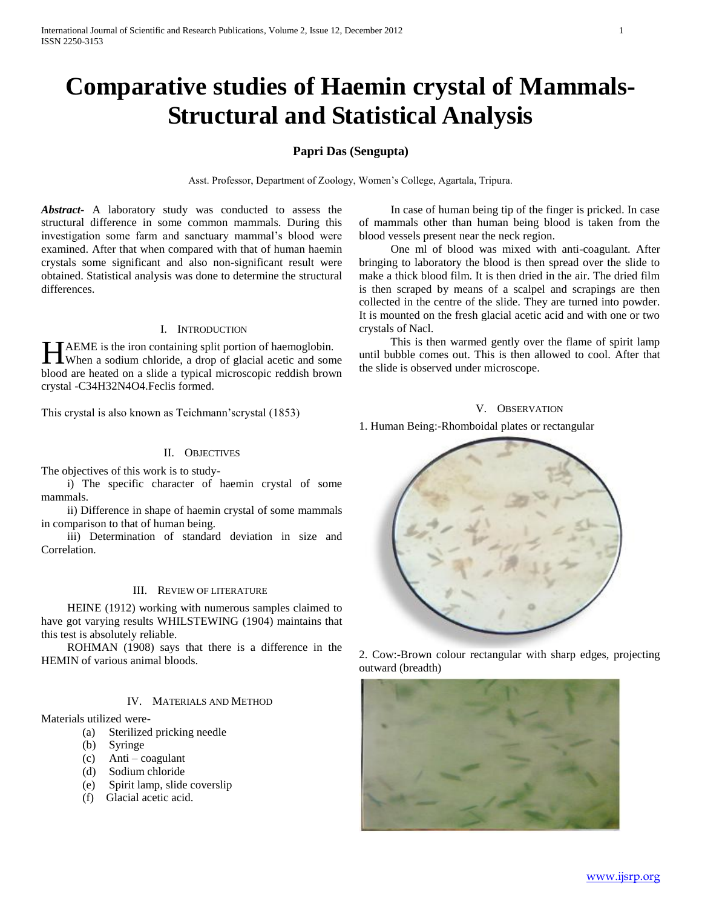# Comparative studies of Haemin crystal of Mammals- Structural and Statistical Analysis

**Papri Das (Sengupta)**

Asst. Professor, Department of Zoology, Women's College, Agartala, Tripura.

***Abstract-*** A laboratory study was conducted to assess the structural difference in some common mammals. During this investigation some farm and sanctuary mammal's blood were examined. After that when compared with that of human haemin crystals some significant and also non-significant result were obtained. Statistical analysis was done to determine the structural differences.

## I. Introduction

HAEME is the iron containing split portion of haemoglobin. When a sodium chloride, a drop of glacial acetic and some blood are heated on a slide a typical microscopic reddish brown crystal -$C_{34}H_{32}N_4O_4$.Feclis formed.

This crystal is also known as Teichmann'scrystal (1853)

## II. Objectives

The objectives of this work is to study-

i) The specific character of haemin crystal of some mammals.

ii) Difference in shape of haemin crystal of some mammals in comparison to that of human being.

iii) Determination of standard deviation in size and Correlation.

## III. Review of Literature

HEINE (1912) working with numerous samples claimed to have got varying results WHILSTEWING (1904) maintains that this test is absolutely reliable.

ROHMAN (1908) says that there is a difference in the HEMIN of various animal bloods.

## IV. Materials and Method

Materials utilized were-

(a) Sterilized pricking needle
(b) Syringe
(c) Anti – coagulant
(d) Sodium chloride
(e) Spirit lamp, slide coverslip
(f) Glacial acetic acid.

In case of human being tip of the finger is pricked. In case of mammals other than human being blood is taken from the blood vessels present near the neck region.

One ml of blood was mixed with anti-coagulant. After bringing to laboratory the blood is then spread over the slide to make a thick blood film. It is then dried in the air. The dried film is then scraped by means of a scalpel and scrapings are then collected in the centre of the slide. They are turned into powder. It is mounted on the fresh glacial acetic acid and with one or two crystals of Nacl.

This is then warmed gently over the flame of spirit lamp until bubble comes out. This is then allowed to cool. After that the slide is observed under microscope.

## V. Observation

1. Human Being:-Rhomboidal plates or rectangular

2. Cow:-Brown colour rectangular with sharp edges, projecting outward (breadth)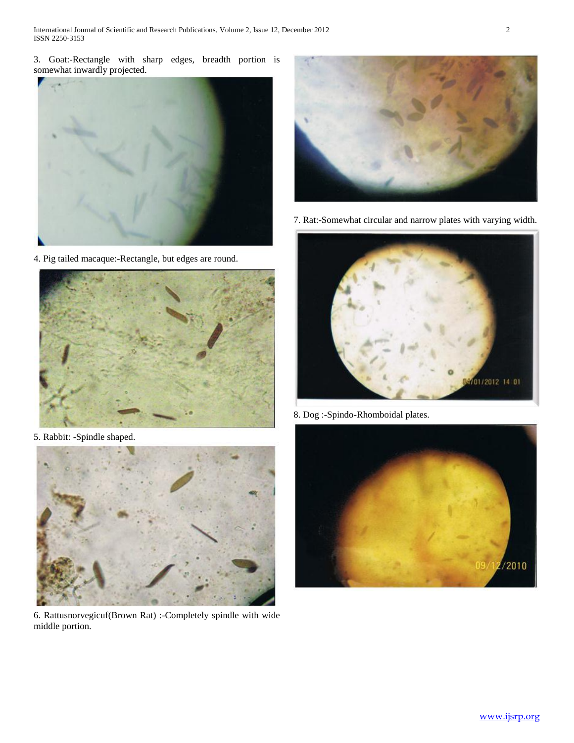3. Goat:-Rectangle with sharp edges, breadth portion is somewhat inwardly projected.

4. Pig tailed macaque:-Rectangle, but edges are round.

5. Rabbit: -Spindle shaped.

6. Rattusnorvegicuf(Brown Rat) :-Completely spindle with wide middle portion.

7. Rat:-Somewhat circular and narrow plates with varying width.

8. Dog :-Spindo-Rhomboidal plates.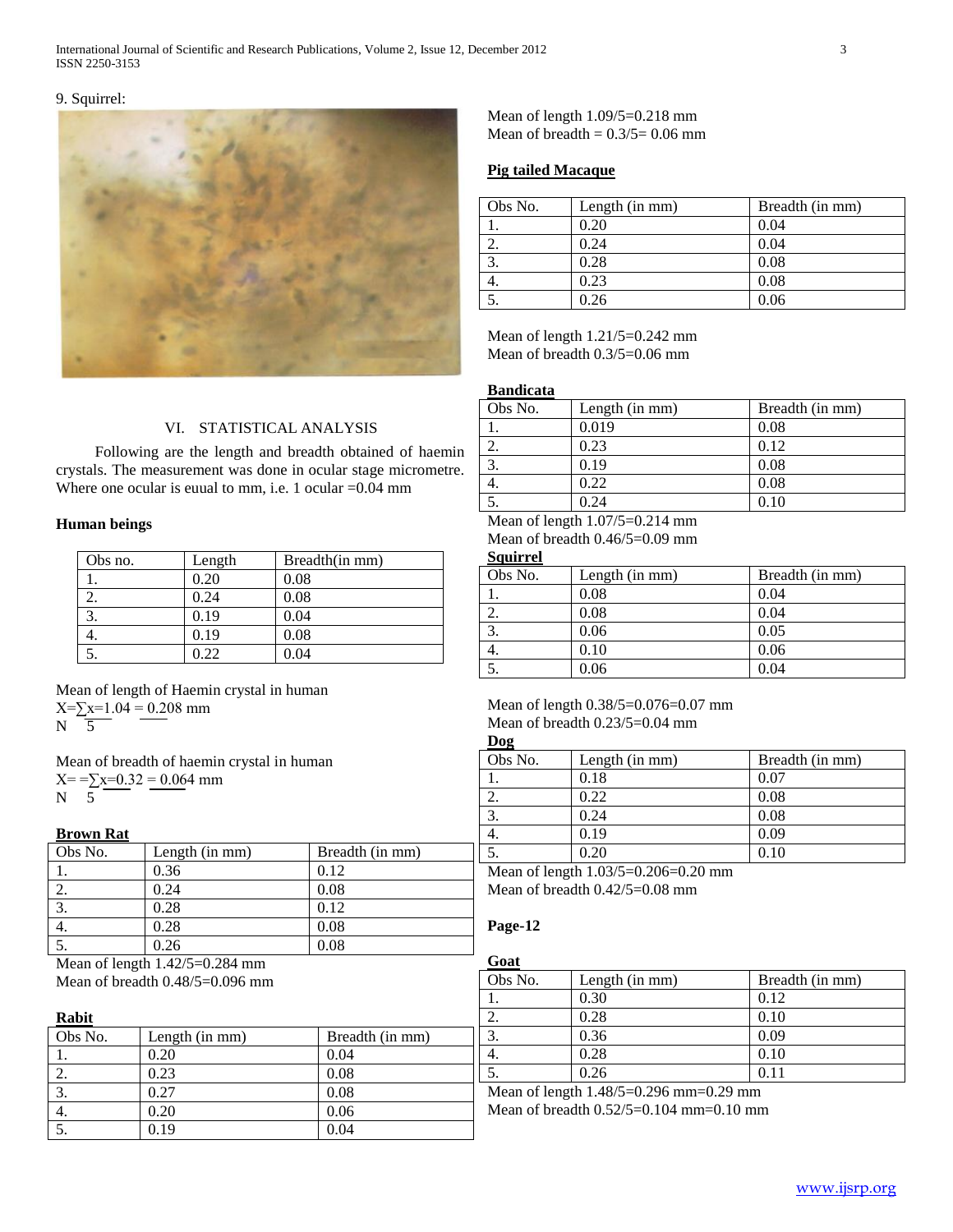9. Squirrel:

## VI. STATISTICAL ANALYSIS

Following are the length and breadth obtained of haemin crystals. The measurement was done in ocular stage micrometre. Where one ocular is euual to mm, i.e. 1 ocular =0.04 mm

**Human beings**

| Obs no. | Length | Breadth(in mm) |
|---|---|---|
| 1. | 0.20 | 0.08 |
| 2. | 0.24 | 0.08 |
| 3. | 0.19 | 0.04 |
| 4. | 0.19 | 0.08 |
| 5. | 0.22 | 0.04 |

Mean of length of Haemin crystal in human

$X = \frac{\sum x}{N} = \frac{1.04}{5} = 0.208$ mm

Mean of breadth of haemin crystal in human

$X = \frac{\sum x}{N} = \frac{0.32}{5} = 0.064$ mm

**Brown Rat**

| Obs No. | Length (in mm) | Breadth (in mm) |
|---|---|---|
| 1. | 0.36 | 0.12 |
| 2. | 0.24 | 0.08 |
| 3. | 0.28 | 0.12 |
| 4. | 0.28 | 0.08 |
| 5. | 0.26 | 0.08 |

Mean of length 1.42/5=0.284 mm
Mean of breadth 0.48/5=0.096 mm

**Rabit**

| Obs No. | Length (in mm) | Breadth (in mm) |
|---|---|---|
| 1. | 0.20 | 0.04 |
| 2. | 0.23 | 0.08 |
| 3. | 0.27 | 0.08 |
| 4. | 0.20 | 0.06 |
| 5. | 0.19 | 0.04 |

Mean of length 1.09/5=0.218 mm
Mean of breadth = 0.3/5= 0.06 mm

**Pig tailed Macaque**

| Obs No. | Length (in mm) | Breadth (in mm) |
|---|---|---|
| 1. | 0.20 | 0.04 |
| 2. | 0.24 | 0.04 |
| 3. | 0.28 | 0.08 |
| 4. | 0.23 | 0.08 |
| 5. | 0.26 | 0.06 |

Mean of length 1.21/5=0.242 mm
Mean of breadth 0.3/5=0.06 mm

**Bandicata**

| Obs No. | Length (in mm) | Breadth (in mm) |
|---|---|---|
| 1. | 0.019 | 0.08 |
| 2. | 0.23 | 0.12 |
| 3. | 0.19 | 0.08 |
| 4. | 0.22 | 0.08 |
| 5. | 0.24 | 0.10 |

Mean of length 1.07/5=0.214 mm
Mean of breadth 0.46/5=0.09 mm

**Squirrel**

| Obs No. | Length (in mm) | Breadth (in mm) |
|---|---|---|
| 1. | 0.08 | 0.04 |
| 2. | 0.08 | 0.04 |
| 3. | 0.06 | 0.05 |
| 4. | 0.10 | 0.06 |
| 5. | 0.06 | 0.04 |

Mean of length 0.38/5=0.076=0.07 mm
Mean of breadth 0.23/5=0.04 mm

**Dog**

| Obs No. | Length (in mm) | Breadth (in mm) |
|---|---|---|
| 1. | 0.18 | 0.07 |
| 2. | 0.22 | 0.08 |
| 3. | 0.24 | 0.08 |
| 4. | 0.19 | 0.09 |
| 5. | 0.20 | 0.10 |

Mean of length 1.03/5=0.206=0.20 mm
Mean of breadth 0.42/5=0.08 mm

**Page-12**

**Goat**

| Obs No. | Length (in mm) | Breadth (in mm) |
|---|---|---|
| 1. | 0.30 | 0.12 |
| 2. | 0.28 | 0.10 |
| 3. | 0.36 | 0.09 |
| 4. | 0.28 | 0.10 |
| 5. | 0.26 | 0.11 |

Mean of length 1.48/5=0.296 mm=0.29 mm
Mean of breadth 0.52/5=0.104 mm=0.10 mm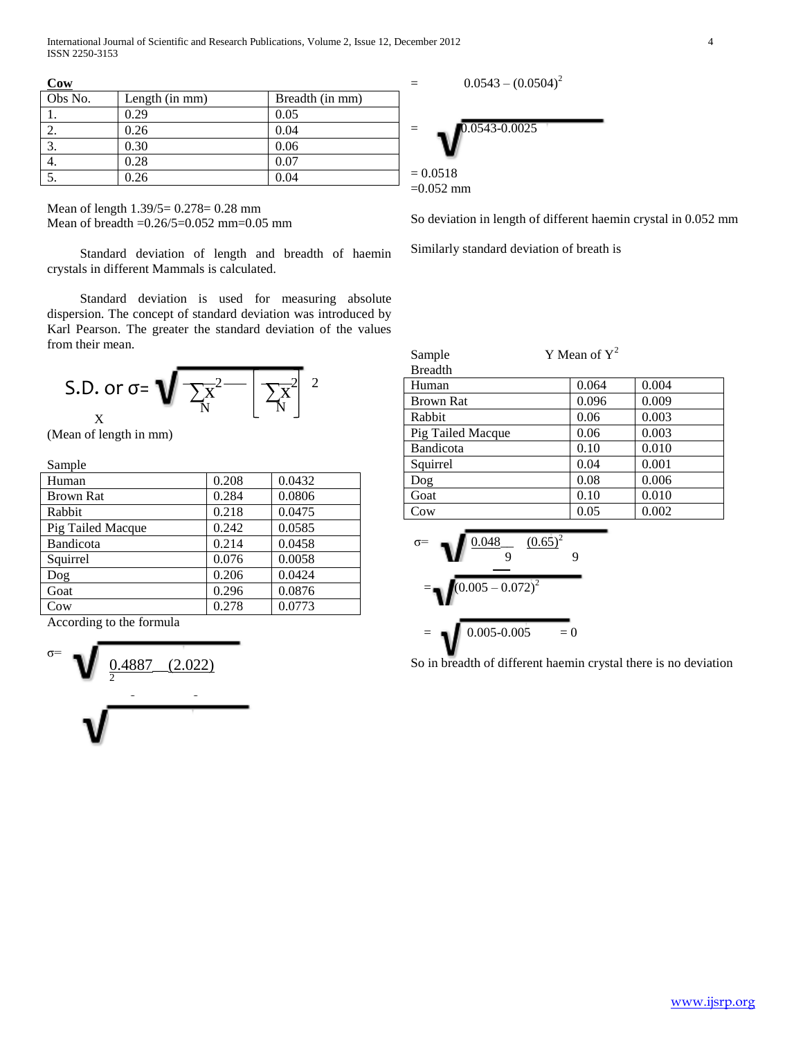**Cow**

| Obs No. | Length (in mm) | Breadth (in mm) |
|---|---|---|
| 1. | 0.29 | 0.05 |
| 2. | 0.26 | 0.04 |
| 3. | 0.30 | 0.06 |
| 4. | 0.28 | 0.07 |
| 5. | 0.26 | 0.04 |

Mean of length 1.39/5= 0.278= 0.28 mm
Mean of breadth =0.26/5=0.052 mm=0.05 mm

Standard deviation of length and breadth of haemin crystals in different Mammals is calculated.

Standard deviation is used for measuring absolute dispersion. The concept of standard deviation was introduced by Karl Pearson. The greater the standard deviation of the values from their mean.

$$\text{S.D. or } \sigma = \sqrt{\frac{\sum X^2}{N} - \left[\frac{\sum X}{N}\right]^2}$$

(Mean of length in mm)

| Sample | X | |
|---|---|---|
| Human | 0.208 | 0.0432 |
| Brown Rat | 0.284 | 0.0806 |
| Rabbit | 0.218 | 0.0475 |
| Pig Tailed Macque | 0.242 | 0.0585 |
| Bandicota | 0.214 | 0.0458 |
| Squirrel | 0.076 | 0.0058 |
| Dog | 0.206 | 0.0424 |
| Goat | 0.296 | 0.0876 |
| Cow | 0.278 | 0.0773 |

According to the formula

$$\sigma = \sqrt{\frac{0.4887}{9} - \frac{(2.022)}{9}^2}$$

$$= \sqrt{0.0543 - (0.0504)^2}$$

$$= \sqrt{0.0543 - 0.0025}$$

= 0.0518
=0.052 mm

So deviation in length of different haemin crystal in 0.052 mm

Similarly standard deviation of breath is

| Sample Breadth | Y Mean of | $Y^2$ |
|---|---|---|
| Human | 0.064 | 0.004 |
| Brown Rat | 0.096 | 0.009 |
| Rabbit | 0.06 | 0.003 |
| Pig Tailed Macque | 0.06 | 0.003 |
| Bandicota | 0.10 | 0.010 |
| Squirrel | 0.04 | 0.001 |
| Dog | 0.08 | 0.006 |
| Goat | 0.10 | 0.010 |
| Cow | 0.05 | 0.002 |

$$\sigma = \sqrt{\frac{0.048}{9} - \frac{(0.65)^2}{9}}$$

$$= \sqrt{(0.005 - 0.072)^2}$$

$$= \sqrt{0.005 - 0.005} = 0$$

So in breadth of different haemin crystal there is no deviation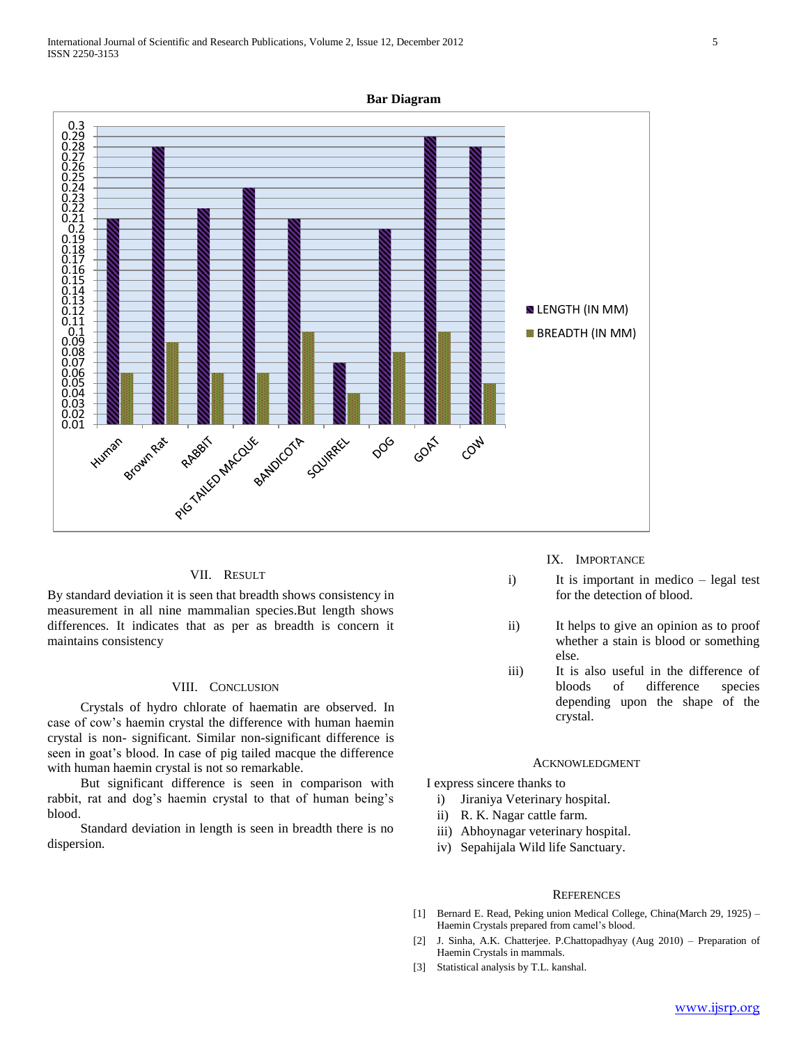**Bar Diagram**

## VII. Result

By standard deviation it is seen that breadth shows consistency in measurement in all nine mammalian species.But length shows differences. It indicates that as per as breadth is concern it maintains consistency

## VIII. Conclusion

Crystals of hydro chlorate of haematin are observed. In case of cow's haemin crystal the difference with human haemin crystal is non- significant. Similar non-significant difference is seen in goat's blood. In case of pig tailed macque the difference with human haemin crystal is not so remarkable.

But significant difference is seen in comparison with rabbit, rat and dog's haemin crystal to that of human being's blood.

Standard deviation in length is seen in breadth there is no dispersion.

## IX. Importance

i) It is important in medico – legal test for the detection of blood.

ii) It helps to give an opinion as to proof whether a stain is blood or something else.

iii) It is also useful in the difference of bloods of difference species depending upon the shape of the crystal.

## Acknowledgment

I express sincere thanks to

i) Jiraniya Veterinary hospital.
ii) R. K. Nagar cattle farm.
iii) Abhoynagar veterinary hospital.
iv) Sepahijala Wild life Sanctuary.

## References

[1] Bernard E. Read, Peking union Medical College, China(March 29, 1925) – Haemin Crystals prepared from camel's blood.

[2] J. Sinha, A.K. Chatterjee. P.Chattopadhyay (Aug 2010) – Preparation of Haemin Crystals in mammals.

[3] Statistical analysis by T.L. kanshal.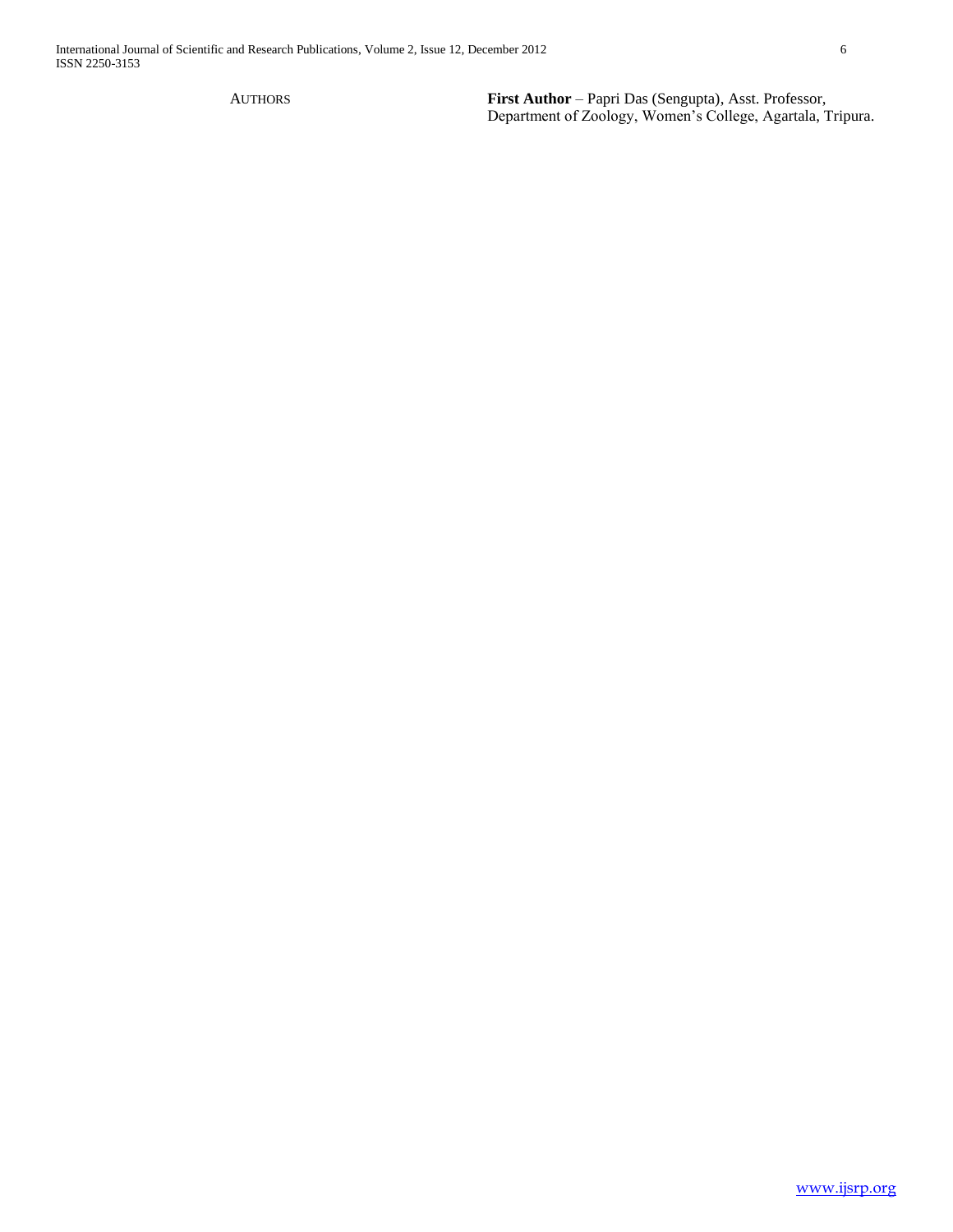## AUTHORS

**First Author** – Papri Das (Sengupta), Asst. Professor, Department of Zoology, Women's College, Agartala, Tripura.